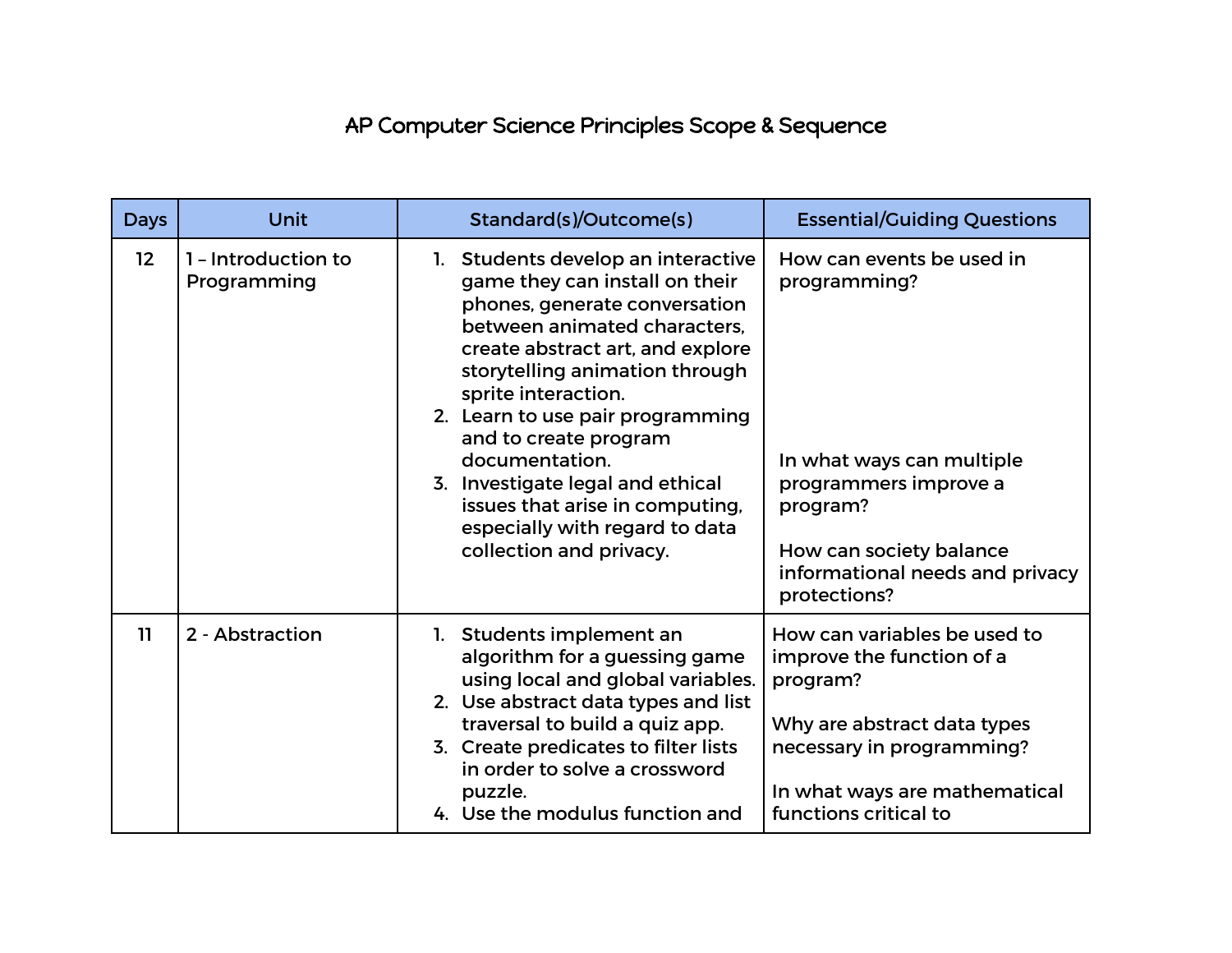# AP Computer Science Principles Scope & Sequence

| Days | Unit | Standard(s)/Outcome(s) | Essential/Guiding Questions |
|---|---|---|---|
| 12 | 1 – Introduction to Programming | 1. Students develop an interactive game they can install on their phones, generate conversation between animated characters, create abstract art, and explore storytelling animation through sprite interaction.<br>2. Learn to use pair programming and to create program documentation.<br>3. Investigate legal and ethical issues that arise in computing, especially with regard to data collection and privacy. | How can events be used in programming?<br><br>In what ways can multiple programmers improve a program?<br><br>How can society balance informational needs and privacy protections? |
| 11 | 2 - Abstraction | 1. Students implement an algorithm for a guessing game using local and global variables.<br>2. Use abstract data types and list traversal to build a quiz app.<br>3. Create predicates to filter lists in order to solve a crossword puzzle.<br>4. Use the modulus function and | How can variables be used to improve the function of a program?<br><br>Why are abstract data types necessary in programming?<br><br>In what ways are mathematical functions critical to |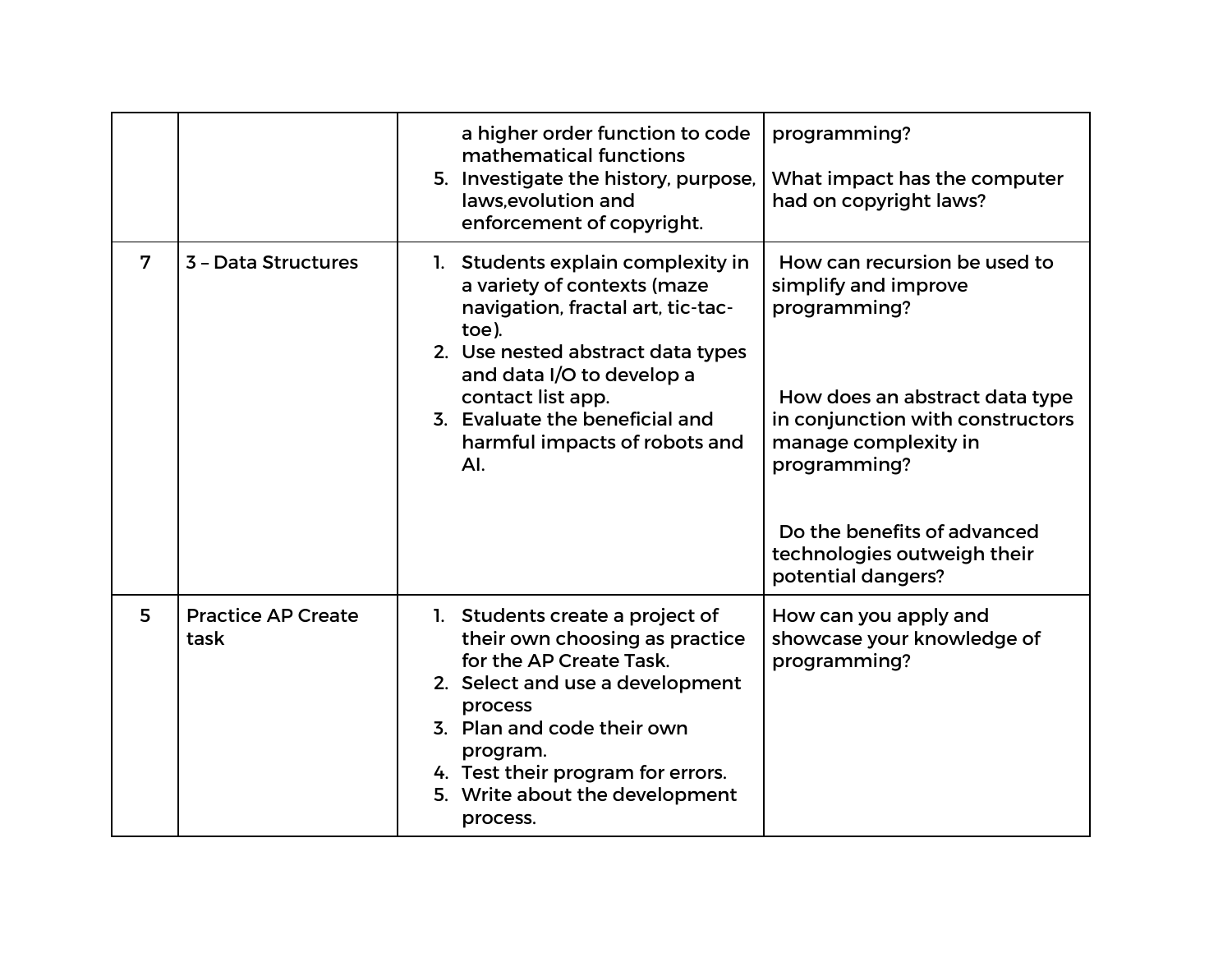| | | | |
|---|---|---|---|
| | | a higher order function to code mathematical functions<br>5. Investigate the history, purpose, laws,evolution and enforcement of copyright. | programming?<br><br>What impact has the computer had on copyright laws? |
| 7 | 3 – Data Structures | 1. Students explain complexity in a variety of contexts (maze navigation, fractal art, tic-tac-toe).<br>2. Use nested abstract data types and data I/O to develop a contact list app.<br>3. Evaluate the beneficial and harmful impacts of robots and AI. | How can recursion be used to simplify and improve programming?<br><br>How does an abstract data type in conjunction with constructors manage complexity in programming?<br><br>Do the benefits of advanced technologies outweigh their potential dangers? |
| 5 | Practice AP Create task | 1. Students create a project of their own choosing as practice for the AP Create Task.<br>2. Select and use a development process<br>3. Plan and code their own program.<br>4. Test their program for errors.<br>5. Write about the development process. | How can you apply and showcase your knowledge of programming? |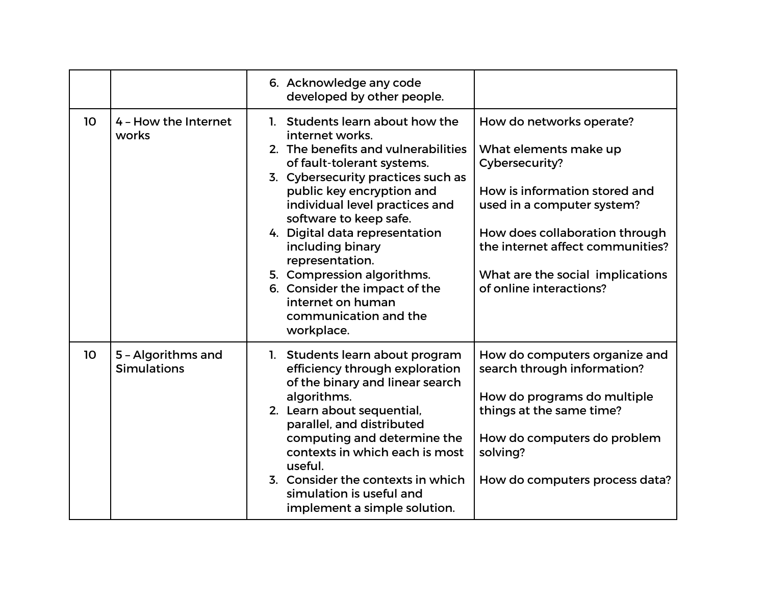| | | | |
|---|---|---|---|
| | | 6. Acknowledge any code developed by other people. | |
| 10 | 4 – How the Internet works | 1. Students learn about how the internet works.<br>2. The benefits and vulnerabilities of fault-tolerant systems.<br>3. Cybersecurity practices such as public key encryption and individual level practices and software to keep safe.<br>4. Digital data representation including binary representation.<br>5. Compression algorithms.<br>6. Consider the impact of the internet on human communication and the workplace. | How do networks operate?<br><br>What elements make up Cybersecurity?<br><br>How is information stored and used in a computer system?<br><br>How does collaboration through the internet affect communities?<br><br>What are the social implications of online interactions? |
| 10 | 5 – Algorithms and Simulations | 1. Students learn about program efficiency through exploration of the binary and linear search algorithms.<br>2. Learn about sequential, parallel, and distributed computing and determine the contexts in which each is most useful.<br>3. Consider the contexts in which simulation is useful and implement a simple solution. | How do computers organize and search through information?<br><br>How do programs do multiple things at the same time?<br><br>How do computers do problem solving?<br><br>How do computers process data? |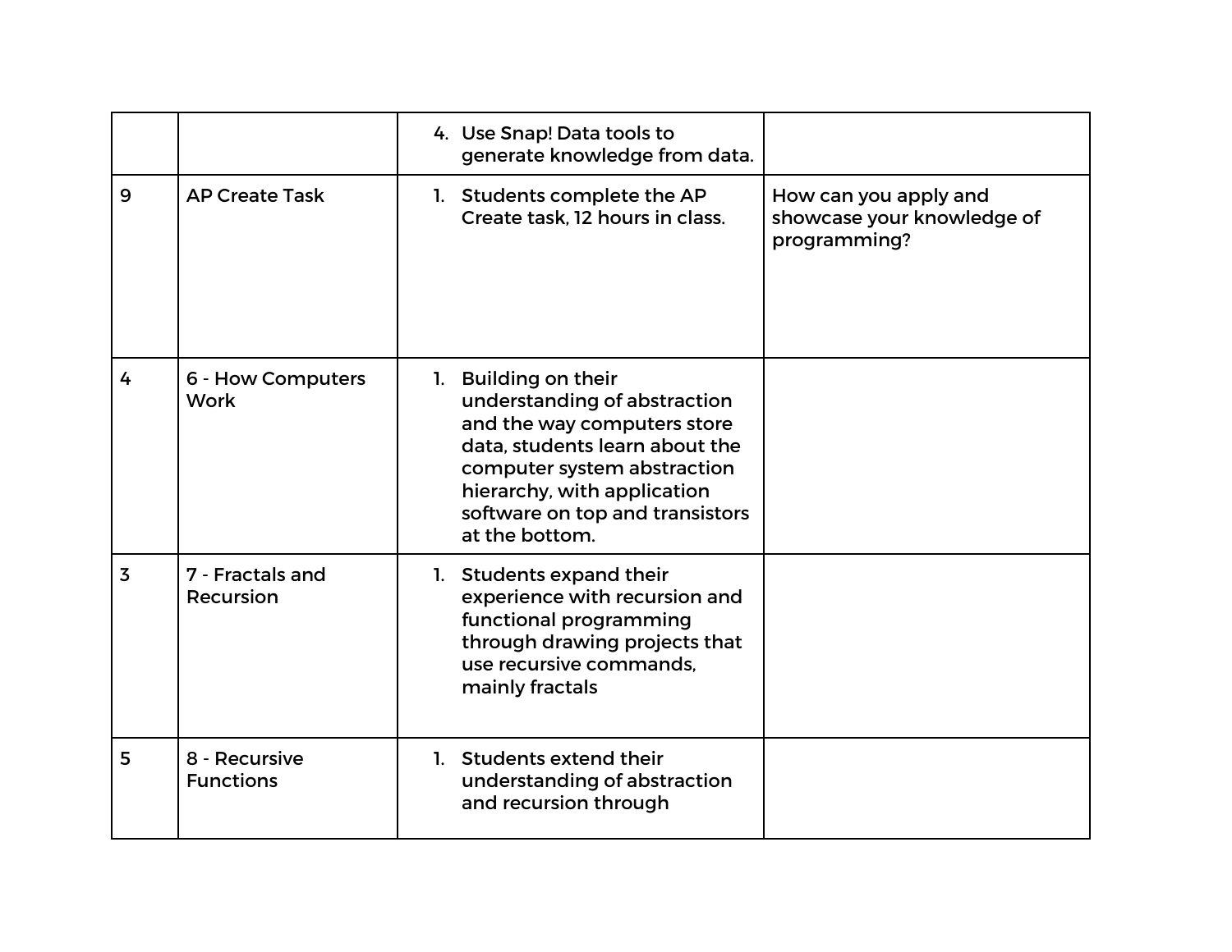| | | | |
|---|---|---|---|
| | | 4. Use Snap! Data tools to generate knowledge from data. | |
| 9 | AP Create Task | 1. Students complete the AP Create task, 12 hours in class. | How can you apply and showcase your knowledge of programming? |
| 4 | 6 - How Computers Work | 1. Building on their understanding of abstraction and the way computers store data, students learn about the computer system abstraction hierarchy, with application software on top and transistors at the bottom. | |
| 3 | 7 - Fractals and Recursion | 1. Students expand their experience with recursion and functional programming through drawing projects that use recursive commands, mainly fractals | |
| 5 | 8 - Recursive Functions | 1. Students extend their understanding of abstraction and recursion through | |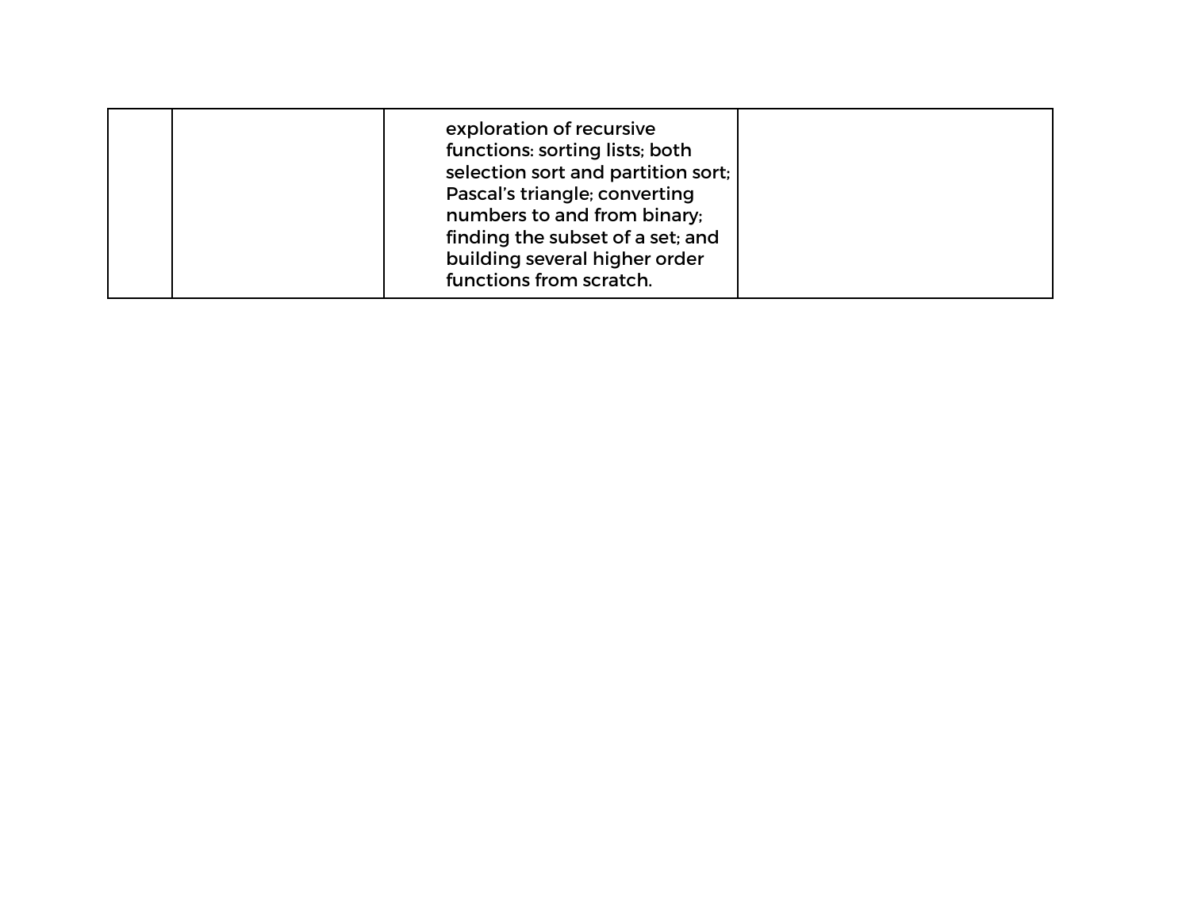| | | | |
|---|---|---|---|
| | | exploration of recursive functions: sorting lists; both selection sort and partition sort; Pascal's triangle; converting numbers to and from binary; finding the subset of a set; and building several higher order functions from scratch. | |